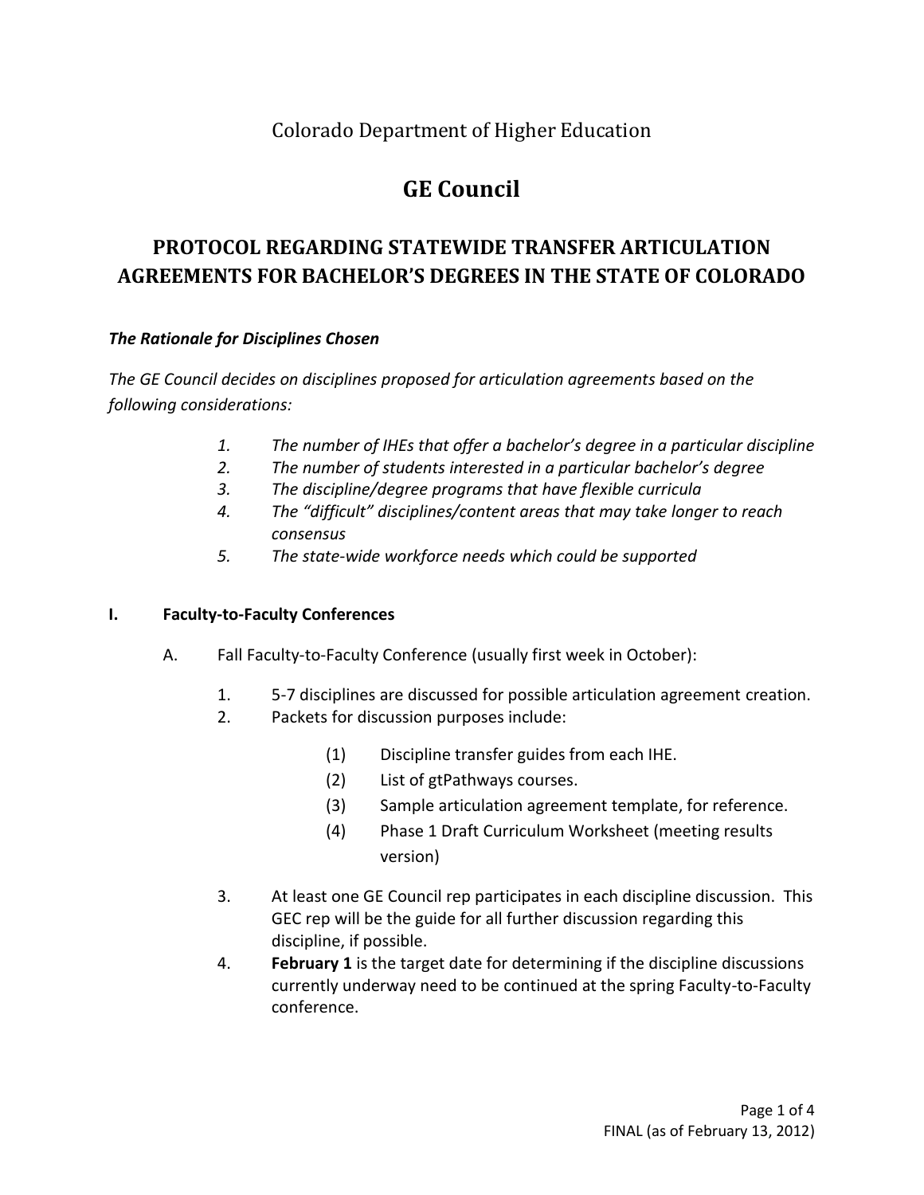Colorado Department of Higher Education

# GE Council

## PROTOCOL REGARDING STATEWIDE TRANSFER ARTICULATION AGREEMENTS FOR BACHELOR'S DEGREES IN THE STATE OF COLORADO

***The Rationale for Disciplines Chosen***

*The GE Council decides on disciplines proposed for articulation agreements based on the following considerations:*

1. *The number of IHEs that offer a bachelor's degree in a particular discipline*
2. *The number of students interested in a particular bachelor's degree*
3. *The discipline/degree programs that have flexible curricula*
4. *The "difficult" disciplines/content areas that may take longer to reach consensus*
5. *The state-wide workforce needs which could be supported*

### I. Faculty-to-Faculty Conferences

A. Fall Faculty-to-Faculty Conference (usually first week in October):

1. 5-7 disciplines are discussed for possible articulation agreement creation.
2. Packets for discussion purposes include:
   - (1) Discipline transfer guides from each IHE.
   - (2) List of gtPathways courses.
   - (3) Sample articulation agreement template, for reference.
   - (4) Phase 1 Draft Curriculum Worksheet (meeting results version)
3. At least one GE Council rep participates in each discipline discussion. This GEC rep will be the guide for all further discussion regarding this discipline, if possible.
4. **February 1** is the target date for determining if the discipline discussions currently underway need to be continued at the spring Faculty-to-Faculty conference.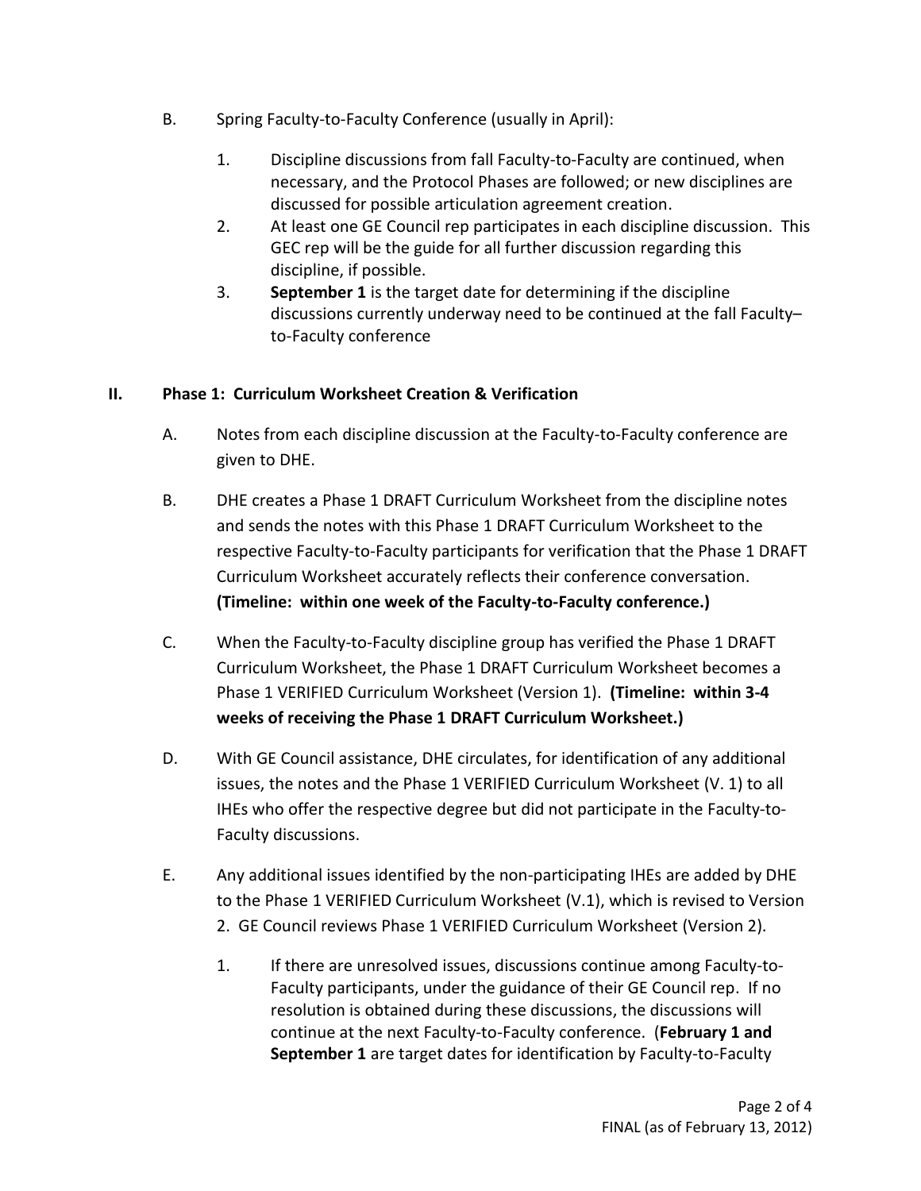B. Spring Faculty-to-Faculty Conference (usually in April):

   1. Discipline discussions from fall Faculty-to-Faculty are continued, when necessary, and the Protocol Phases are followed; or new disciplines are discussed for possible articulation agreement creation.
   2. At least one GE Council rep participates in each discipline discussion. This GEC rep will be the guide for all further discussion regarding this discipline, if possible.
   3. **September 1** is the target date for determining if the discipline discussions currently underway need to be continued at the fall Faculty–to-Faculty conference

## II. Phase 1: Curriculum Worksheet Creation & Verification

A. Notes from each discipline discussion at the Faculty-to-Faculty conference are given to DHE.

B. DHE creates a Phase 1 DRAFT Curriculum Worksheet from the discipline notes and sends the notes with this Phase 1 DRAFT Curriculum Worksheet to the respective Faculty-to-Faculty participants for verification that the Phase 1 DRAFT Curriculum Worksheet accurately reflects their conference conversation. **(Timeline: within one week of the Faculty-to-Faculty conference.)**

C. When the Faculty-to-Faculty discipline group has verified the Phase 1 DRAFT Curriculum Worksheet, the Phase 1 DRAFT Curriculum Worksheet becomes a Phase 1 VERIFIED Curriculum Worksheet (Version 1). **(Timeline: within 3-4 weeks of receiving the Phase 1 DRAFT Curriculum Worksheet.)**

D. With GE Council assistance, DHE circulates, for identification of any additional issues, the notes and the Phase 1 VERIFIED Curriculum Worksheet (V. 1) to all IHEs who offer the respective degree but did not participate in the Faculty-to-Faculty discussions.

E. Any additional issues identified by the non-participating IHEs are added by DHE to the Phase 1 VERIFIED Curriculum Worksheet (V.1), which is revised to Version 2. GE Council reviews Phase 1 VERIFIED Curriculum Worksheet (Version 2).

   1. If there are unresolved issues, discussions continue among Faculty-to-Faculty participants, under the guidance of their GE Council rep. If no resolution is obtained during these discussions, the discussions will continue at the next Faculty-to-Faculty conference. (**February 1 and September 1** are target dates for identification by Faculty-to-Faculty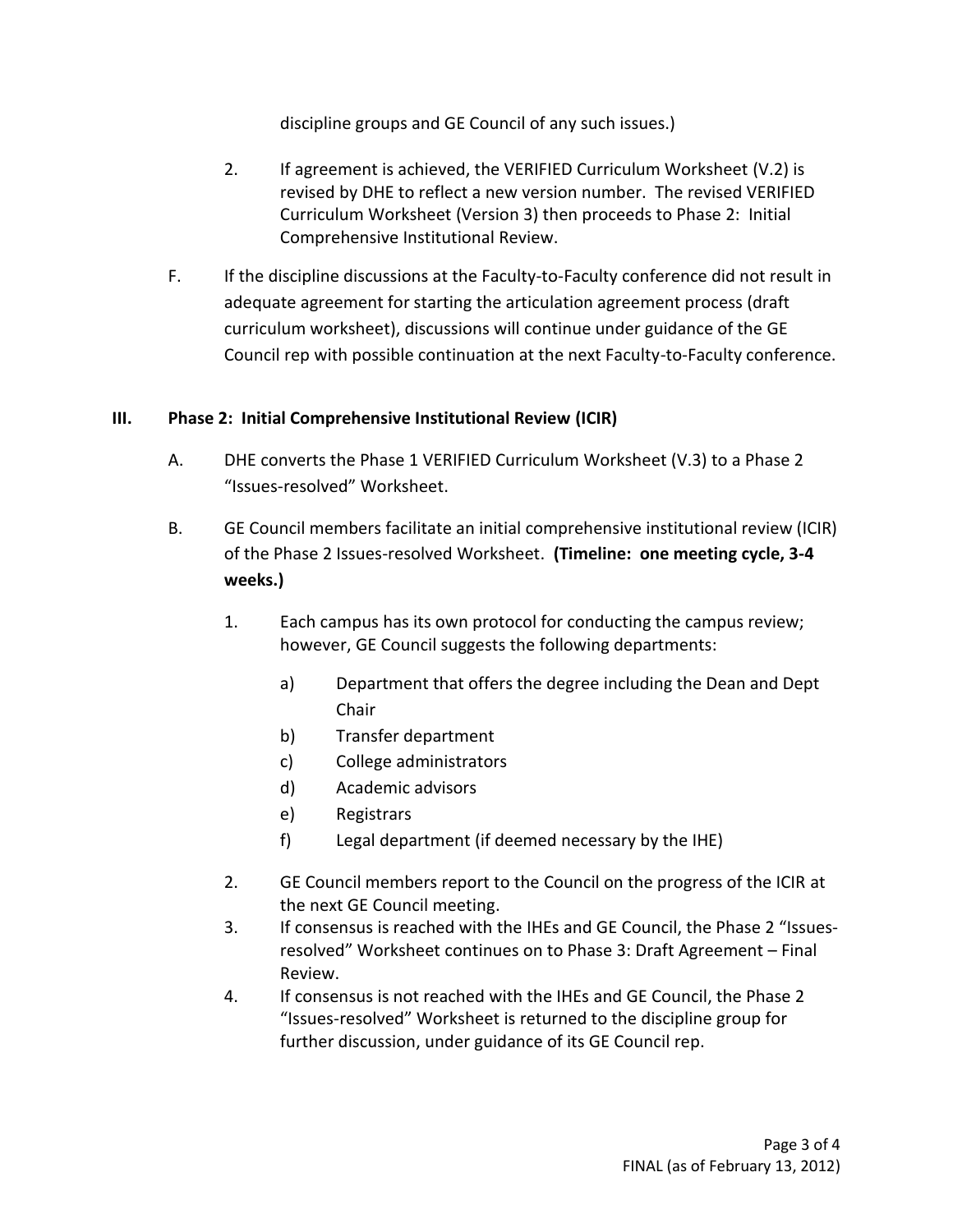discipline groups and GE Council of any such issues.)

2. If agreement is achieved, the VERIFIED Curriculum Worksheet (V.2) is revised by DHE to reflect a new version number. The revised VERIFIED Curriculum Worksheet (Version 3) then proceeds to Phase 2: Initial Comprehensive Institutional Review.

F. If the discipline discussions at the Faculty-to-Faculty conference did not result in adequate agreement for starting the articulation agreement process (draft curriculum worksheet), discussions will continue under guidance of the GE Council rep with possible continuation at the next Faculty-to-Faculty conference.

## III. Phase 2: Initial Comprehensive Institutional Review (ICIR)

A. DHE converts the Phase 1 VERIFIED Curriculum Worksheet (V.3) to a Phase 2 "Issues-resolved" Worksheet.

B. GE Council members facilitate an initial comprehensive institutional review (ICIR) of the Phase 2 Issues-resolved Worksheet. **(Timeline: one meeting cycle, 3-4 weeks.)**

1. Each campus has its own protocol for conducting the campus review; however, GE Council suggests the following departments:

   a) Department that offers the degree including the Dean and Dept Chair
   b) Transfer department
   c) College administrators
   d) Academic advisors
   e) Registrars
   f) Legal department (if deemed necessary by the IHE)

2. GE Council members report to the Council on the progress of the ICIR at the next GE Council meeting.
3. If consensus is reached with the IHEs and GE Council, the Phase 2 "Issues-resolved" Worksheet continues on to Phase 3: Draft Agreement – Final Review.
4. If consensus is not reached with the IHEs and GE Council, the Phase 2 "Issues-resolved" Worksheet is returned to the discipline group for further discussion, under guidance of its GE Council rep.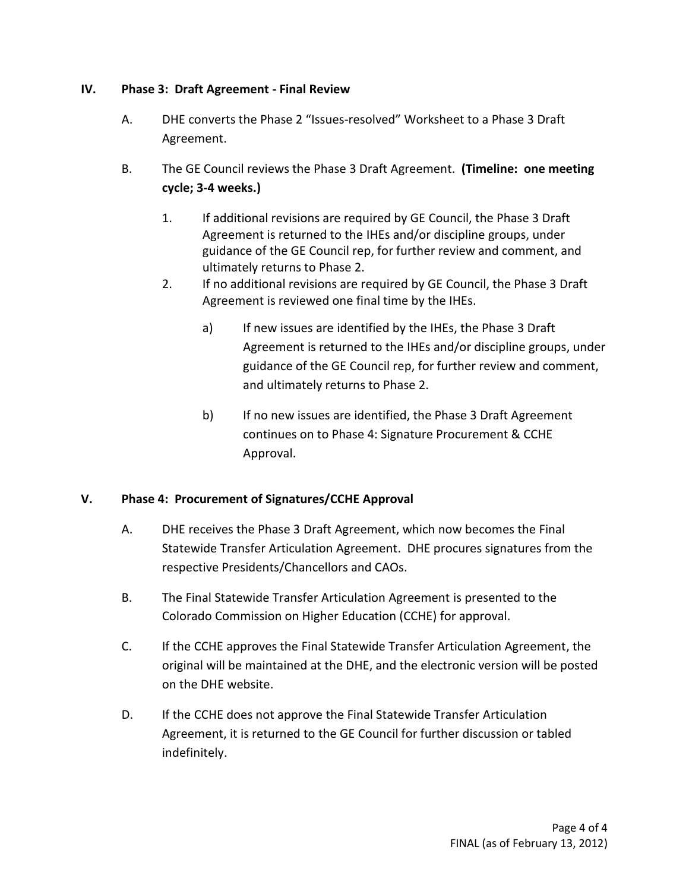## IV. Phase 3: Draft Agreement - Final Review

A. DHE converts the Phase 2 "Issues-resolved" Worksheet to a Phase 3 Draft Agreement.

B. The GE Council reviews the Phase 3 Draft Agreement. **(Timeline: one meeting cycle; 3-4 weeks.)**

   1. If additional revisions are required by GE Council, the Phase 3 Draft Agreement is returned to the IHEs and/or discipline groups, under guidance of the GE Council rep, for further review and comment, and ultimately returns to Phase 2.
   2. If no additional revisions are required by GE Council, the Phase 3 Draft Agreement is reviewed one final time by the IHEs.

      a) If new issues are identified by the IHEs, the Phase 3 Draft Agreement is returned to the IHEs and/or discipline groups, under guidance of the GE Council rep, for further review and comment, and ultimately returns to Phase 2.

      b) If no new issues are identified, the Phase 3 Draft Agreement continues on to Phase 4: Signature Procurement & CCHE Approval.

## V. Phase 4: Procurement of Signatures/CCHE Approval

A. DHE receives the Phase 3 Draft Agreement, which now becomes the Final Statewide Transfer Articulation Agreement. DHE procures signatures from the respective Presidents/Chancellors and CAOs.

B. The Final Statewide Transfer Articulation Agreement is presented to the Colorado Commission on Higher Education (CCHE) for approval.

C. If the CCHE approves the Final Statewide Transfer Articulation Agreement, the original will be maintained at the DHE, and the electronic version will be posted on the DHE website.

D. If the CCHE does not approve the Final Statewide Transfer Articulation Agreement, it is returned to the GE Council for further discussion or tabled indefinitely.